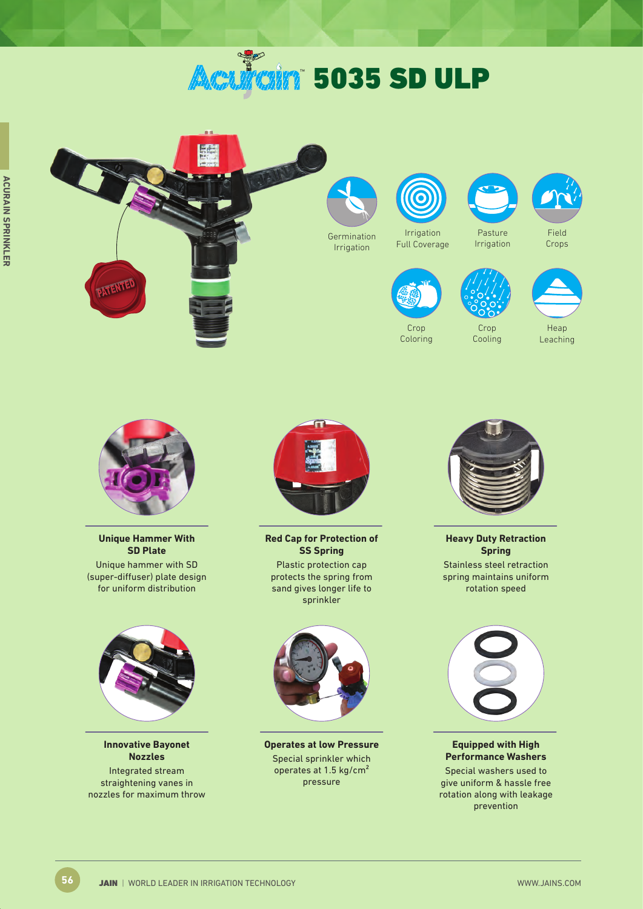# Acurain 5035 SD ULP

PATENTED

Germination Irrigation

Irrigation Full Coverage

Pasture Irrigation

Field Crops

Crop Coloring

Crop Cooling

Heap Leaching

**Unique Hammer With SD Plate**

Unique hammer with SD (super-diffuser) plate design for uniform distribution

**Red Cap for Protection of SS Spring**

Plastic protection cap protects the spring from sand gives longer life to sprinkler

**Heavy Duty Retraction Spring**

Stainless steel retraction spring maintains uniform rotation speed

**Innovative Bayonet Nozzles**

Integrated stream straightening vanes in nozzles for maximum throw

**Operates at low Pressure**

Special sprinkler which operates at 1.5 kg/cm$^2$ pressure

**Equipped with High Performance Washers**

Special washers used to give uniform & hassle free rotation along with leakage prevention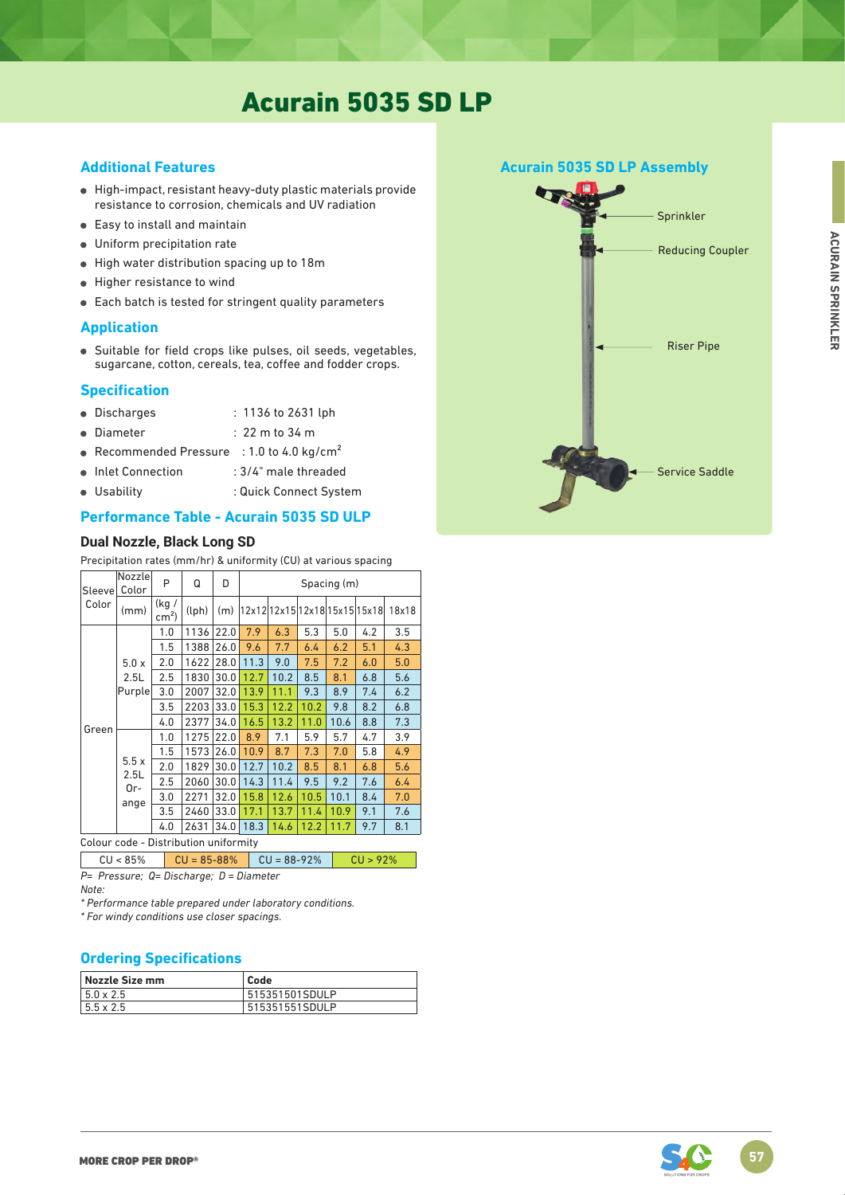# Acurain 5035 SD LP

## Additional Features

- High-impact, resistant heavy-duty plastic materials provide resistance to corrosion, chemicals and UV radiation
- Easy to install and maintain
- Uniform precipitation rate
- High water distribution spacing up to 18m
- Higher resistance to wind
- Each batch is tested for stringent quality parameters

## Application

- Suitable for field crops like pulses, oil seeds, vegetables, sugarcane, cotton, cereals, tea, coffee and fodder crops.

## Specification

- Discharges : 1136 to 2631 lph
- Diameter : 22 m to 34 m
- Recommended Pressure : 1.0 to 4.0 kg/cm$^2$
- Inlet Connection : 3/4" male threaded
- Usability : Quick Connect System

## Acurain 5035 SD LP Assembly

Sprinkler

Reducing Coupler

Riser Pipe

Service Saddle

## Performance Table - Acurain 5035 SD ULP

### Dual Nozzle, Black Long SD

Precipitation rates (mm/hr) & uniformity (CU) at various spacing

| Sleeve Color | Nozzle Color | P | Q | D | Spacing (m) | | | | | |
|---|---|---|---|---|---|---|---|---|---|---|
| | (mm) | (kg / cm$^2$) | (lph) | (m) | 12x12 | 12x15 | 12x18 | 15x15 | 15x18 | 18x18 |
| Green | 5.0 x 2.5L Purple | 1.0 | 1136 | 22.0 | 7.9 | 6.3 | 5.3 | 5.0 | 4.2 | 3.5 |
| | | 1.5 | 1388 | 26.0 | 9.6 | 7.7 | 6.4 | 6.2 | 5.1 | 4.3 |
| | | 2.0 | 1622 | 28.0 | 11.3 | 9.0 | 7.5 | 7.2 | 6.0 | 5.0 |
| | | 2.5 | 1830 | 30.0 | 12.7 | 10.2 | 8.5 | 8.1 | 6.8 | 5.6 |
| | | 3.0 | 2007 | 32.0 | 13.9 | 11.1 | 9.3 | 8.9 | 7.4 | 6.2 |
| | | 3.5 | 2203 | 33.0 | 15.3 | 12.2 | 10.2 | 9.8 | 8.2 | 6.8 |
| | | 4.0 | 2377 | 34.0 | 16.5 | 13.2 | 11.0 | 10.6 | 8.8 | 7.3 |
| | 5.5 x 2.5L Orange | 1.0 | 1275 | 22.0 | 8.9 | 7.1 | 5.9 | 5.7 | 4.7 | 3.9 |
| | | 1.5 | 1573 | 26.0 | 10.9 | 8.7 | 7.3 | 7.0 | 5.8 | 4.9 |
| | | 2.0 | 1829 | 30.0 | 12.7 | 10.2 | 8.5 | 8.1 | 6.8 | 5.6 |
| | | 2.5 | 2060 | 30.0 | 14.3 | 11.4 | 9.5 | 9.2 | 7.6 | 6.4 |
| | | 3.0 | 2271 | 32.0 | 15.8 | 12.6 | 10.5 | 10.1 | 8.4 | 7.0 |
| | | 3.5 | 2460 | 33.0 | 17.1 | 13.7 | 11.4 | 10.9 | 9.1 | 7.6 |
| | | 4.0 | 2631 | 34.0 | 18.3 | 14.6 | 12.2 | 11.7 | 9.7 | 8.1 |

Colour code - Distribution uniformity

| CU < 85% | CU = 85-88% | CU = 88-92% | CU > 92% |
|---|---|---|---|

*P= Pressure; Q= Discharge; D = Diameter*

*Note:*

*\* Performance table prepared under laboratory conditions.*

*\* For windy conditions use closer spacings.*

## Ordering Specifications

| Nozzle Size mm | Code |
|---|---|
| 5.0 x 2.5 | 515351501SDULP |
| 5.5 x 2.5 | 515351551SDULP |

MORE CROP PER DROP®